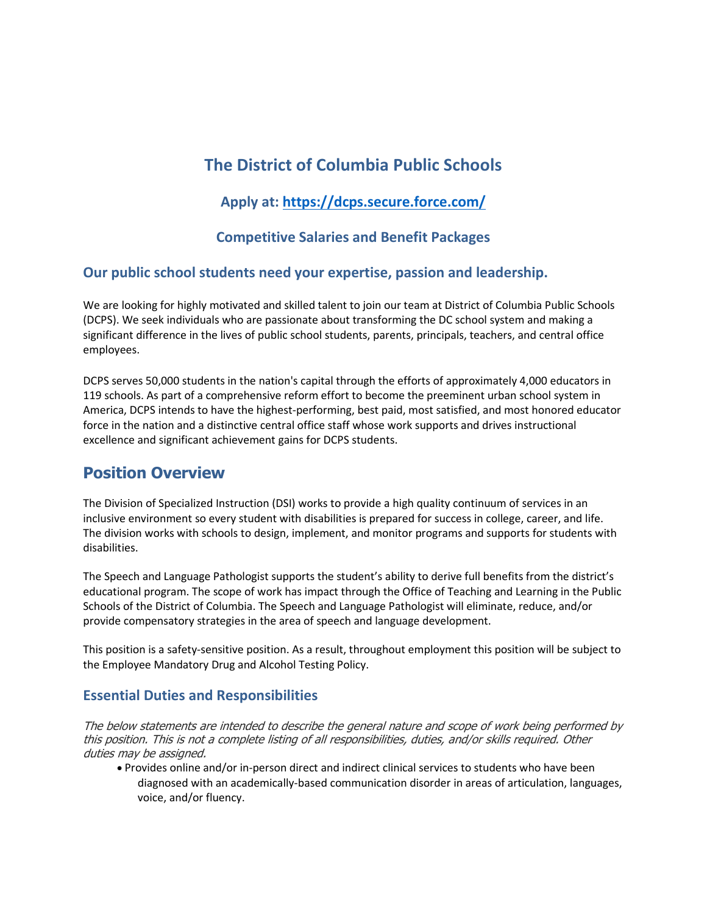# The District of Columbia Public Schools

### Apply at: [https://dcps.secure.force.com/](https://dcps.secure.force.com/)

### Competitive Salaries and Benefit Packages

### Our public school students need your expertise, passion and leadership.

We are looking for highly motivated and skilled talent to join our team at District of Columbia Public Schools (DCPS). We seek individuals who are passionate about transforming the DC school system and making a significant difference in the lives of public school students, parents, principals, teachers, and central office employees.

DCPS serves 50,000 students in the nation's capital through the efforts of approximately 4,000 educators in 119 schools. As part of a comprehensive reform effort to become the preeminent urban school system in America, DCPS intends to have the highest-performing, best paid, most satisfied, and most honored educator force in the nation and a distinctive central office staff whose work supports and drives instructional excellence and significant achievement gains for DCPS students.

## Position Overview

The Division of Specialized Instruction (DSI) works to provide a high quality continuum of services in an inclusive environment so every student with disabilities is prepared for success in college, career, and life. The division works with schools to design, implement, and monitor programs and supports for students with disabilities.

The Speech and Language Pathologist supports the student's ability to derive full benefits from the district's educational program. The scope of work has impact through the Office of Teaching and Learning in the Public Schools of the District of Columbia. The Speech and Language Pathologist will eliminate, reduce, and/or provide compensatory strategies in the area of speech and language development.

This position is a safety-sensitive position. As a result, throughout employment this position will be subject to the Employee Mandatory Drug and Alcohol Testing Policy.

### Essential Duties and Responsibilities

*The below statements are intended to describe the general nature and scope of work being performed by this position. This is not a complete listing of all responsibilities, duties, and/or skills required. Other duties may be assigned.*

- Provides online and/or in-person direct and indirect clinical services to students who have been diagnosed with an academically-based communication disorder in areas of articulation, languages, voice, and/or fluency.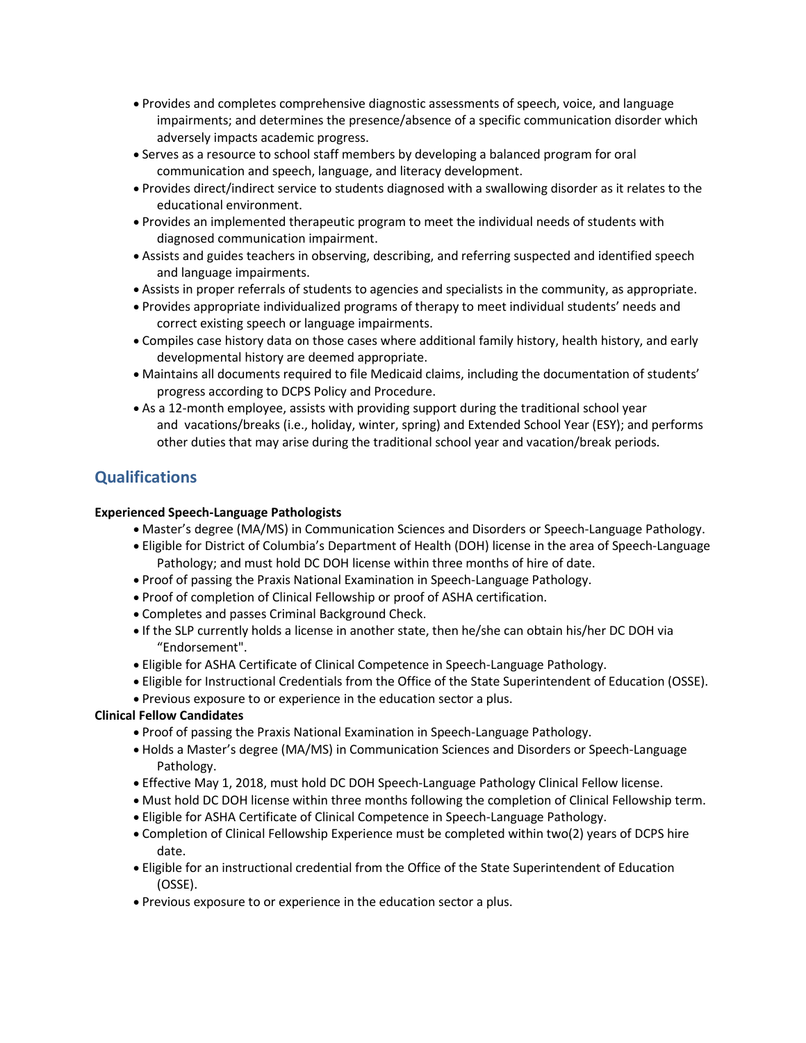- Provides and completes comprehensive diagnostic assessments of speech, voice, and language impairments; and determines the presence/absence of a specific communication disorder which adversely impacts academic progress.
- Serves as a resource to school staff members by developing a balanced program for oral communication and speech, language, and literacy development.
- Provides direct/indirect service to students diagnosed with a swallowing disorder as it relates to the educational environment.
- Provides an implemented therapeutic program to meet the individual needs of students with diagnosed communication impairment.
- Assists and guides teachers in observing, describing, and referring suspected and identified speech and language impairments.
- Assists in proper referrals of students to agencies and specialists in the community, as appropriate.
- Provides appropriate individualized programs of therapy to meet individual students' needs and correct existing speech or language impairments.
- Compiles case history data on those cases where additional family history, health history, and early developmental history are deemed appropriate.
- Maintains all documents required to file Medicaid claims, including the documentation of students' progress according to DCPS Policy and Procedure.
- As a 12-month employee, assists with providing support during the traditional school year and vacations/breaks (i.e., holiday, winter, spring) and Extended School Year (ESY); and performs other duties that may arise during the traditional school year and vacation/break periods.

## Qualifications

**Experienced Speech-Language Pathologists**

- Master's degree (MA/MS) in Communication Sciences and Disorders or Speech-Language Pathology.
- Eligible for District of Columbia's Department of Health (DOH) license in the area of Speech-Language Pathology; and must hold DC DOH license within three months of hire of date.
- Proof of passing the Praxis National Examination in Speech-Language Pathology.
- Proof of completion of Clinical Fellowship or proof of ASHA certification.
- Completes and passes Criminal Background Check.
- If the SLP currently holds a license in another state, then he/she can obtain his/her DC DOH via "Endorsement".
- Eligible for ASHA Certificate of Clinical Competence in Speech-Language Pathology.
- Eligible for Instructional Credentials from the Office of the State Superintendent of Education (OSSE).
- Previous exposure to or experience in the education sector a plus.

**Clinical Fellow Candidates**

- Proof of passing the Praxis National Examination in Speech-Language Pathology.
- Holds a Master's degree (MA/MS) in Communication Sciences and Disorders or Speech-Language Pathology.
- Effective May 1, 2018, must hold DC DOH Speech-Language Pathology Clinical Fellow license.
- Must hold DC DOH license within three months following the completion of Clinical Fellowship term.
- Eligible for ASHA Certificate of Clinical Competence in Speech-Language Pathology.
- Completion of Clinical Fellowship Experience must be completed within two(2) years of DCPS hire date.
- Eligible for an instructional credential from the Office of the State Superintendent of Education (OSSE).
- Previous exposure to or experience in the education sector a plus.